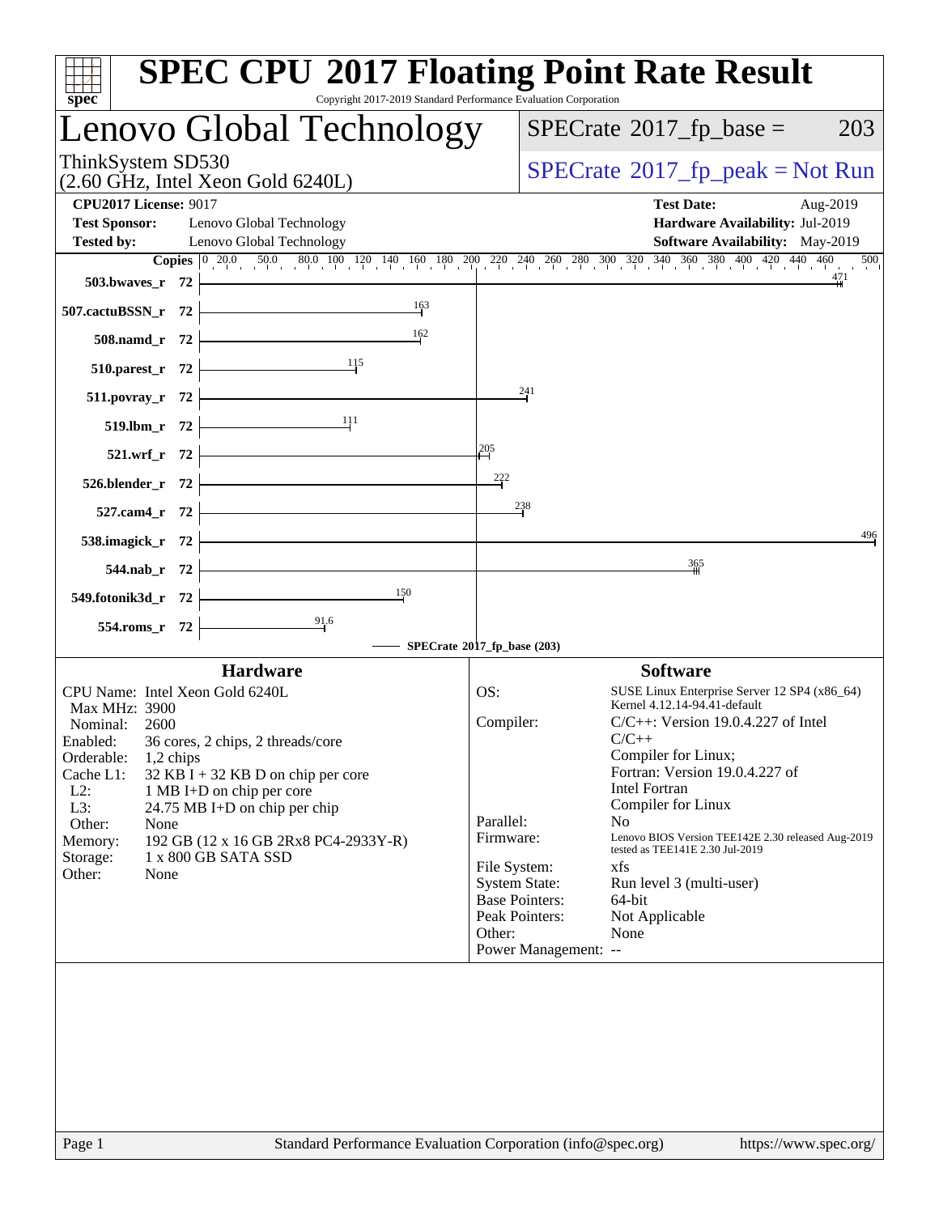# SPEC CPU 2017 Floating Point Rate Result

Copyright 2017-2019 Standard Performance Evaluation Corporation

## Lenovo Global Technology

ThinkSystem SD530
(2.60 GHz, Intel Xeon Gold 6240L)

SPECrate 2017_fp_base = 203

SPECrate 2017_fp_peak = Not Run

**CPU2017 License:** 9017
**Test Sponsor:** Lenovo Global Technology
**Tested by:** Lenovo Global Technology

**Test Date:** Aug-2019
**Hardware Availability:** Jul-2019
**Software Availability:** May-2019

| Benchmark | Copies | SPECrate 2017_fp_base |
|---|---|---|
| 503.bwaves_r | 72 | 471 |
| 507.cactuBSSN_r | 72 | 163 |
| 508.namd_r | 72 | 162 |
| 510.parest_r | 72 | 115 |
| 511.povray_r | 72 | 241 |
| 519.lbm_r | 72 | 111 |
| 521.wrf_r | 72 | 205 |
| 526.blender_r | 72 | 222 |
| 527.cam4_r | 72 | 238 |
| 538.imagick_r | 72 | 496 |
| 544.nab_r | 72 | 365 |
| 549.fotonik3d_r | 72 | 150 |
| 554.roms_r | 72 | 91.6 |

SPECrate 2017_fp_base (203)

### Hardware

| | |
|---|---|
| CPU Name: | Intel Xeon Gold 6240L |
| Max MHz: | 3900 |
| Nominal: | 2600 |
| Enabled: | 36 cores, 2 chips, 2 threads/core |
| Orderable: | 1,2 chips |
| Cache L1: | 32 KB I + 32 KB D on chip per core |
| L2: | 1 MB I+D on chip per core |
| L3: | 24.75 MB I+D on chip per chip |
| Other: | None |
| Memory: | 192 GB (12 x 16 GB 2Rx8 PC4-2933Y-R) |
| Storage: | 1 x 800 GB SATA SSD |
| Other: | None |

### Software

| | |
|---|---|
| OS: | SUSE Linux Enterprise Server 12 SP4 (x86_64) Kernel 4.12.14-94.41-default |
| Compiler: | C/C++: Version 19.0.4.227 of Intel C/C++ Compiler for Linux; Fortran: Version 19.0.4.227 of Intel Fortran Compiler for Linux |
| Parallel: | No |
| Firmware: | Lenovo BIOS Version TEE142E 2.30 released Aug-2019 tested as TEE141E 2.30 Jul-2019 |
| File System: | xfs |
| System State: | Run level 3 (multi-user) |
| Base Pointers: | 64-bit |
| Peak Pointers: | Not Applicable |
| Other: | None |
| Power Management: | -- |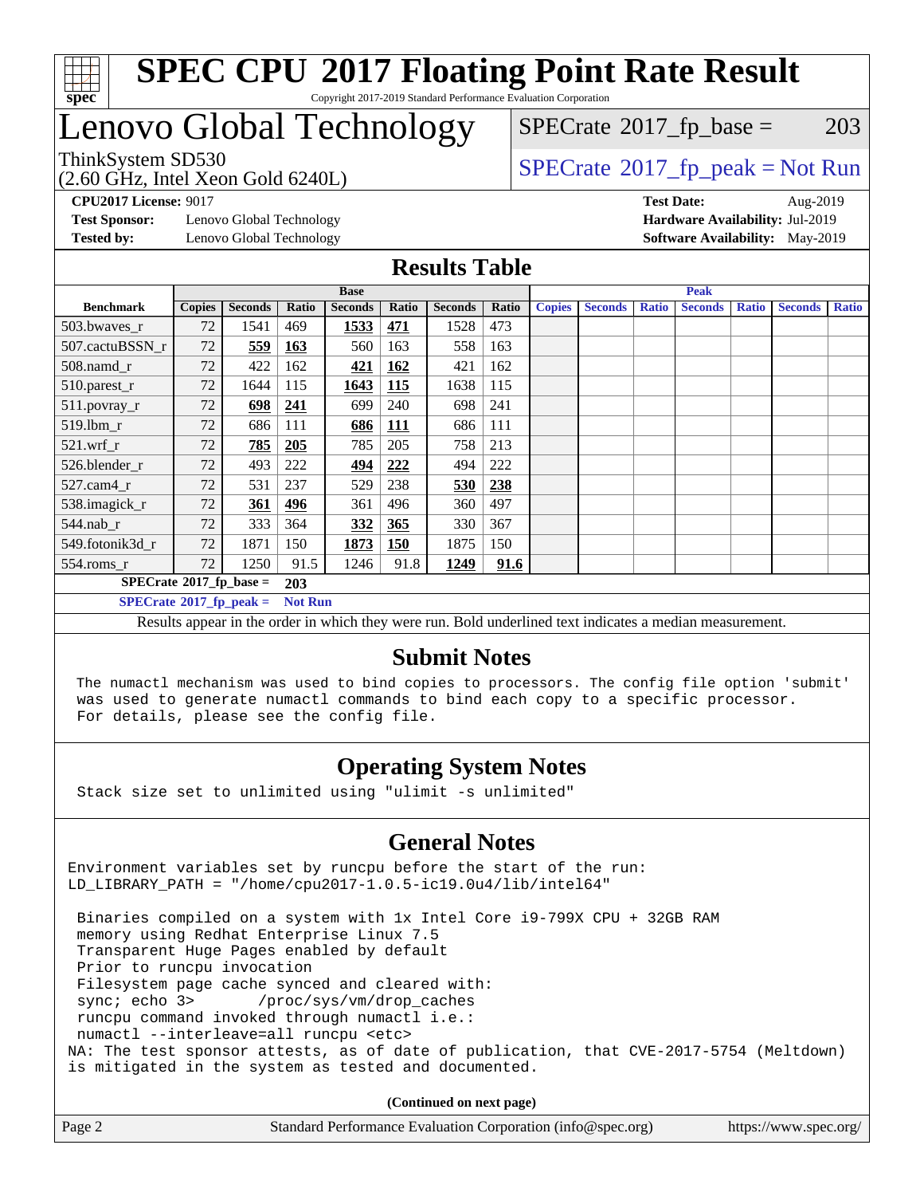# SPEC CPU 2017 Floating Point Rate Result

Copyright 2017-2019 Standard Performance Evaluation Corporation

# Lenovo Global Technology

ThinkSystem SD530
(2.60 GHz, Intel Xeon Gold 6240L)

SPECrate 2017_fp_base = 203

SPECrate 2017_fp_peak = Not Run

**CPU2017 License:** 9017
**Test Sponsor:** Lenovo Global Technology
**Tested by:** Lenovo Global Technology

**Test Date:** Aug-2019
**Hardware Availability:** Jul-2019
**Software Availability:** May-2019

## Results Table

| Benchmark | Base | | | | | | | Peak | | | | | | |
|---|---|---|---|---|---|---|---|---|---|---|---|---|---|---|
| | Copies | Seconds | Ratio | Seconds | Ratio | Seconds | Ratio | Copies | Seconds | Ratio | Seconds | Ratio | Seconds | Ratio |
| 503.bwaves_r | 72 | 1541 | 469 | **1533** | **471** | 1528 | 473 | | | | | | | |
| 507.cactuBSSN_r | 72 | **559** | **163** | 560 | 163 | 558 | 163 | | | | | | | |
| 508.namd_r | 72 | 422 | 162 | **421** | **162** | 421 | 162 | | | | | | | |
| 510.parest_r | 72 | 1644 | 115 | **1643** | **115** | 1638 | 115 | | | | | | | |
| 511.povray_r | 72 | **698** | **241** | 699 | 240 | 698 | 241 | | | | | | | |
| 519.lbm_r | 72 | 686 | 111 | **686** | **111** | 686 | 111 | | | | | | | |
| 521.wrf_r | 72 | **785** | **205** | 785 | 205 | 758 | 213 | | | | | | | |
| 526.blender_r | 72 | 493 | 222 | **494** | **222** | 494 | 222 | | | | | | | |
| 527.cam4_r | 72 | 531 | 237 | 529 | 238 | **530** | **238** | | | | | | | |
| 538.imagick_r | 72 | **361** | **496** | 361 | 496 | 360 | 497 | | | | | | | |
| 544.nab_r | 72 | 333 | 364 | **332** | **365** | 330 | 367 | | | | | | | |
| 549.fotonik3d_r | 72 | 1871 | 150 | **1873** | **150** | 1875 | 150 | | | | | | | |
| 554.roms_r | 72 | 1250 | 91.5 | 1246 | 91.8 | **1249** | **91.6** | | | | | | | |

**SPECrate 2017_fp_base = 203**

**SPECrate 2017_fp_peak = Not Run**

Results appear in the order in which they were run. Bold underlined text indicates a median measurement.

## Submit Notes

```
The numactl mechanism was used to bind copies to processors. The config file option 'submit'
was used to generate numactl commands to bind each copy to a specific processor.
For details, please see the config file.
```

## Operating System Notes

```
Stack size set to unlimited using "ulimit -s unlimited"
```

## General Notes

```
Environment variables set by runcpu before the start of the run:
LD_LIBRARY_PATH = "/home/cpu2017-1.0.5-ic19.0u4/lib/intel64"

 Binaries compiled on a system with 1x Intel Core i9-799X CPU + 32GB RAM
 memory using Redhat Enterprise Linux 7.5
 Transparent Huge Pages enabled by default
 Prior to runcpu invocation
 Filesystem page cache synced and cleared with:
 sync; echo 3>       /proc/sys/vm/drop_caches
 runcpu command invoked through numactl i.e.:
 numactl --interleave=all runcpu <etc>
NA: The test sponsor attests, as of date of publication, that CVE-2017-5754 (Meltdown)
is mitigated in the system as tested and documented.
```

**(Continued on next page)**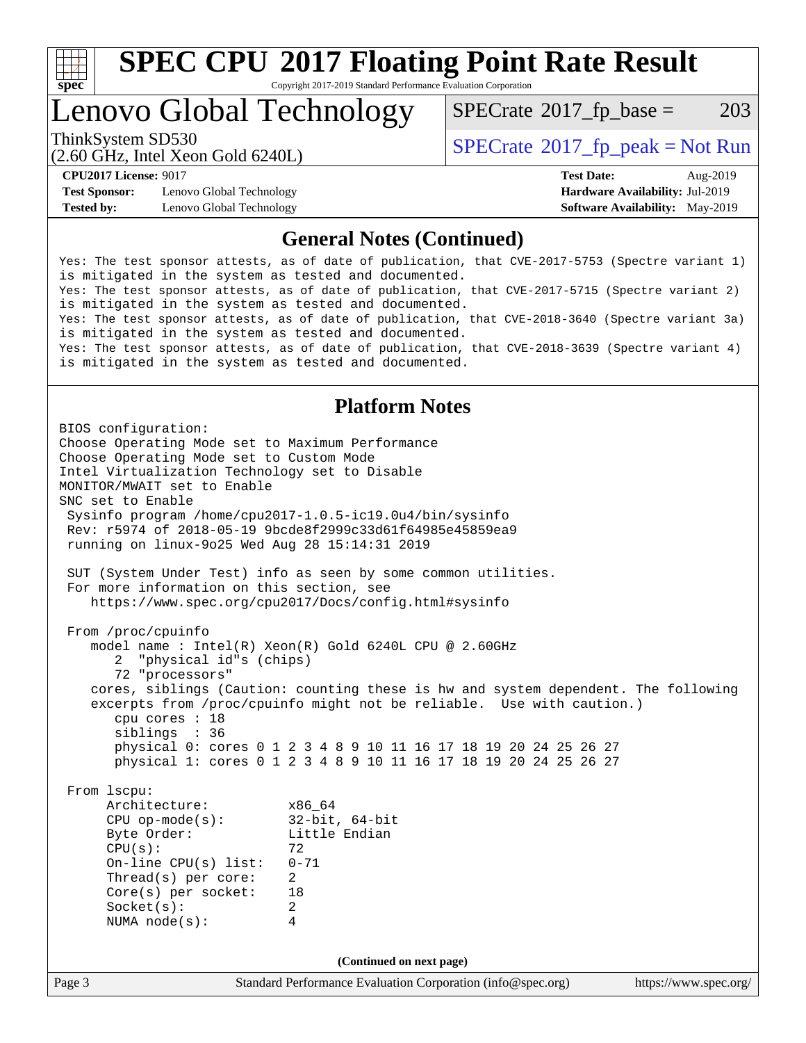# SPEC CPU 2017 Floating Point Rate Result

Copyright 2017-2019 Standard Performance Evaluation Corporation

## Lenovo Global Technology

ThinkSystem SD530
(2.60 GHz, Intel Xeon Gold 6240L)

SPECrate 2017_fp_base = 203

SPECrate 2017_fp_peak = Not Run

**CPU2017 License:** 9017
**Test Sponsor:** Lenovo Global Technology
**Tested by:** Lenovo Global Technology

**Test Date:** Aug-2019
**Hardware Availability:** Jul-2019
**Software Availability:** May-2019

### General Notes (Continued)

```
Yes: The test sponsor attests, as of date of publication, that CVE-2017-5753 (Spectre variant 1)
is mitigated in the system as tested and documented.
Yes: The test sponsor attests, as of date of publication, that CVE-2017-5715 (Spectre variant 2)
is mitigated in the system as tested and documented.
Yes: The test sponsor attests, as of date of publication, that CVE-2018-3640 (Spectre variant 3a)
is mitigated in the system as tested and documented.
Yes: The test sponsor attests, as of date of publication, that CVE-2018-3639 (Spectre variant 4)
is mitigated in the system as tested and documented.
```

### Platform Notes

```
BIOS configuration:
Choose Operating Mode set to Maximum Performance
Choose Operating Mode set to Custom Mode
Intel Virtualization Technology set to Disable
MONITOR/MWAIT set to Enable
SNC set to Enable
 Sysinfo program /home/cpu2017-1.0.5-ic19.0u4/bin/sysinfo
 Rev: r5974 of 2018-05-19 9bcde8f2999c33d61f64985e45859ea9
 running on linux-9o25 Wed Aug 28 15:14:31 2019

 SUT (System Under Test) info as seen by some common utilities.
 For more information on this section, see
    https://www.spec.org/cpu2017/Docs/config.html#sysinfo

 From /proc/cpuinfo
    model name : Intel(R) Xeon(R) Gold 6240L CPU @ 2.60GHz
       2  "physical id"s (chips)
       72 "processors"
    cores, siblings (Caution: counting these is hw and system dependent. The following
    excerpts from /proc/cpuinfo might not be reliable.  Use with caution.)
       cpu cores : 18
       siblings  : 36
       physical 0: cores 0 1 2 3 4 8 9 10 11 16 17 18 19 20 24 25 26 27
       physical 1: cores 0 1 2 3 4 8 9 10 11 16 17 18 19 20 24 25 26 27

 From lscpu:
      Architecture:          x86_64
      CPU op-mode(s):        32-bit, 64-bit
      Byte Order:            Little Endian
      CPU(s):                72
      On-line CPU(s) list:   0-71
      Thread(s) per core:    2
      Core(s) per socket:    18
      Socket(s):             2
      NUMA node(s):          4
```

(Continued on next page)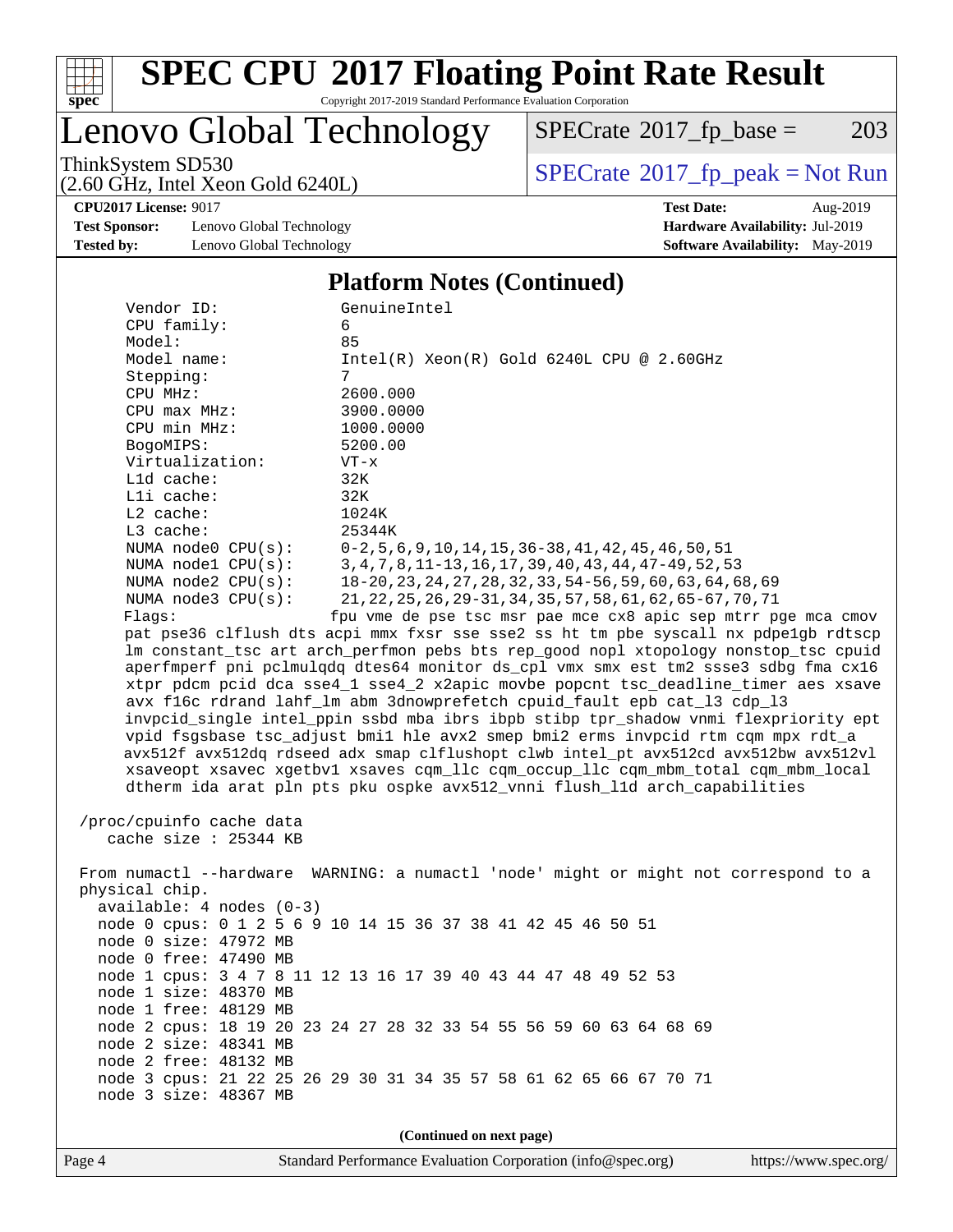## Platform Notes (Continued)

```
     Vendor ID:             GenuineIntel
     CPU family:            6
     Model:                 85
     Model name:            Intel(R) Xeon(R) Gold 6240L CPU @ 2.60GHz
     Stepping:              7
     CPU MHz:               2600.000
     CPU max MHz:           3900.0000
     CPU min MHz:           1000.0000
     BogoMIPS:              5200.00
     Virtualization:        VT-x
     L1d cache:             32K
     L1i cache:             32K
     L2 cache:              1024K
     L3 cache:              25344K
     NUMA node0 CPU(s):     0-2,5,6,9,10,14,15,36-38,41,42,45,46,50,51
     NUMA node1 CPU(s):     3,4,7,8,11-13,16,17,39,40,43,44,47-49,52,53
     NUMA node2 CPU(s):     18-20,23,24,27,28,32,33,54-56,59,60,63,64,68,69
     NUMA node3 CPU(s):     21,22,25,26,29-31,34,35,57,58,61,62,65-67,70,71
     Flags:                 fpu vme de pse tsc msr pae mce cx8 apic sep mtrr pge mca cmov
     pat pse36 clflush dts acpi mmx fxsr sse sse2 ss ht tm pbe syscall nx pdpe1gb rdtscp
     lm constant_tsc art arch_perfmon pebs bts rep_good nopl xtopology nonstop_tsc cpuid
     aperfmperf pni pclmulqdq dtes64 monitor ds_cpl vmx smx est tm2 ssse3 sdbg fma cx16
     xtpr pdcm pcid dca sse4_1 sse4_2 x2apic movbe popcnt tsc_deadline_timer aes xsave
     avx f16c rdrand lahf_lm abm 3dnowprefetch cpuid_fault epb cat_l3 cdp_l3
     invpcid_single intel_ppin ssbd mba ibrs ibpb stibp tpr_shadow vnmi flexpriority ept
     vpid fsgsbase tsc_adjust bmi1 hle avx2 smep bmi2 erms invpcid rtm cqm mpx rdt_a
     avx512f avx512dq rdseed adx smap clflushopt clwb intel_pt avx512cd avx512bw avx512vl
     xsaveopt xsavec xgetbv1 xsaves cqm_llc cqm_occup_llc cqm_mbm_total cqm_mbm_local
     dtherm ida arat pln pts pku ospke avx512_vnni flush_l1d arch_capabilities

 /proc/cpuinfo cache data
    cache size : 25344 KB

 From numactl --hardware  WARNING: a numactl 'node' might or might not correspond to a
 physical chip.
   available: 4 nodes (0-3)
   node 0 cpus: 0 1 2 5 6 9 10 14 15 36 37 38 41 42 45 46 50 51
   node 0 size: 47972 MB
   node 0 free: 47490 MB
   node 1 cpus: 3 4 7 8 11 12 13 16 17 39 40 43 44 47 48 49 52 53
   node 1 size: 48370 MB
   node 1 free: 48129 MB
   node 2 cpus: 18 19 20 23 24 27 28 32 33 54 55 56 59 60 63 64 68 69
   node 2 size: 48341 MB
   node 2 free: 48132 MB
   node 3 cpus: 21 22 25 26 29 30 31 34 35 57 58 61 62 65 66 67 70 71
   node 3 size: 48367 MB
```

(Continued on next page)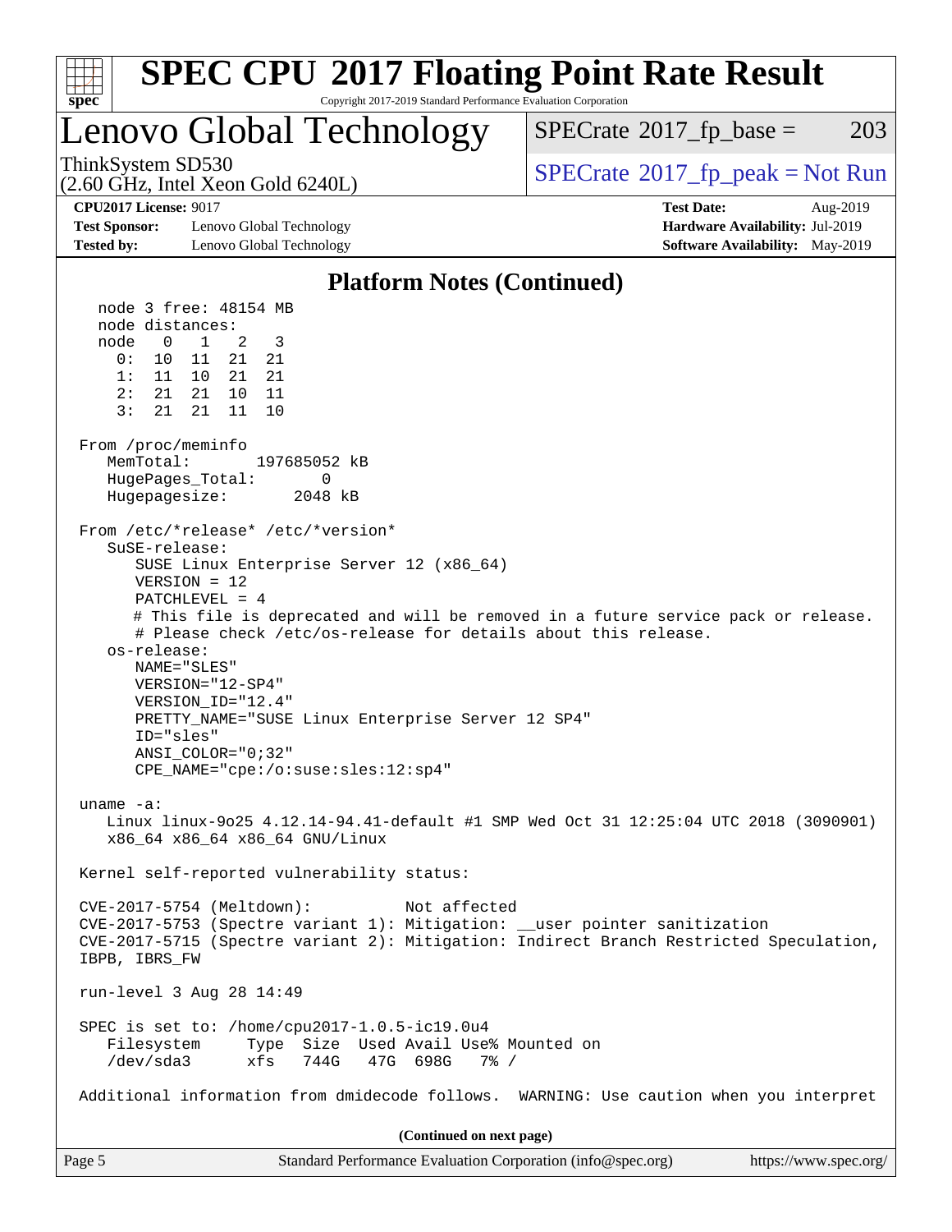# SPEC CPU 2017 Floating Point Rate Result

Copyright 2017-2019 Standard Performance Evaluation Corporation

## Lenovo Global Technology

ThinkSystem SD530
(2.60 GHz, Intel Xeon Gold 6240L)

SPECrate 2017_fp_base = 203

SPECrate 2017_fp_peak = Not Run

**CPU2017 License:** 9017
**Test Sponsor:** Lenovo Global Technology
**Tested by:** Lenovo Global Technology

**Test Date:** Aug-2019
**Hardware Availability:** Jul-2019
**Software Availability:** May-2019

### Platform Notes (Continued)

```
   node 3 free: 48154 MB
   node distances:
   node   0   1   2   3
     0:  10  11  21  21
     1:  11  10  21  21
     2:  21  21  10  11
     3:  21  21  11  10

 From /proc/meminfo
    MemTotal:       197685052 kB
    HugePages_Total:       0
    Hugepagesize:       2048 kB

 From /etc/*release* /etc/*version*
    SuSE-release:
       SUSE Linux Enterprise Server 12 (x86_64)
       VERSION = 12
       PATCHLEVEL = 4
       # This file is deprecated and will be removed in a future service pack or release.
       # Please check /etc/os-release for details about this release.
    os-release:
       NAME="SLES"
       VERSION="12-SP4"
       VERSION_ID="12.4"
       PRETTY_NAME="SUSE Linux Enterprise Server 12 SP4"
       ID="sles"
       ANSI_COLOR="0;32"
       CPE_NAME="cpe:/o:suse:sles:12:sp4"

 uname -a:
    Linux linux-9o25 4.12.14-94.41-default #1 SMP Wed Oct 31 12:25:04 UTC 2018 (3090901)
    x86_64 x86_64 x86_64 GNU/Linux

 Kernel self-reported vulnerability status:

 CVE-2017-5754 (Meltdown):          Not affected
 CVE-2017-5753 (Spectre variant 1): Mitigation: __user pointer sanitization
 CVE-2017-5715 (Spectre variant 2): Mitigation: Indirect Branch Restricted Speculation,
 IBPB, IBRS_FW

 run-level 3 Aug 28 14:49

 SPEC is set to: /home/cpu2017-1.0.5-ic19.0u4
    Filesystem     Type  Size  Used Avail Use% Mounted on
    /dev/sda3      xfs   744G   47G  698G   7% /

 Additional information from dmidecode follows.  WARNING: Use caution when you interpret
```

(Continued on next page)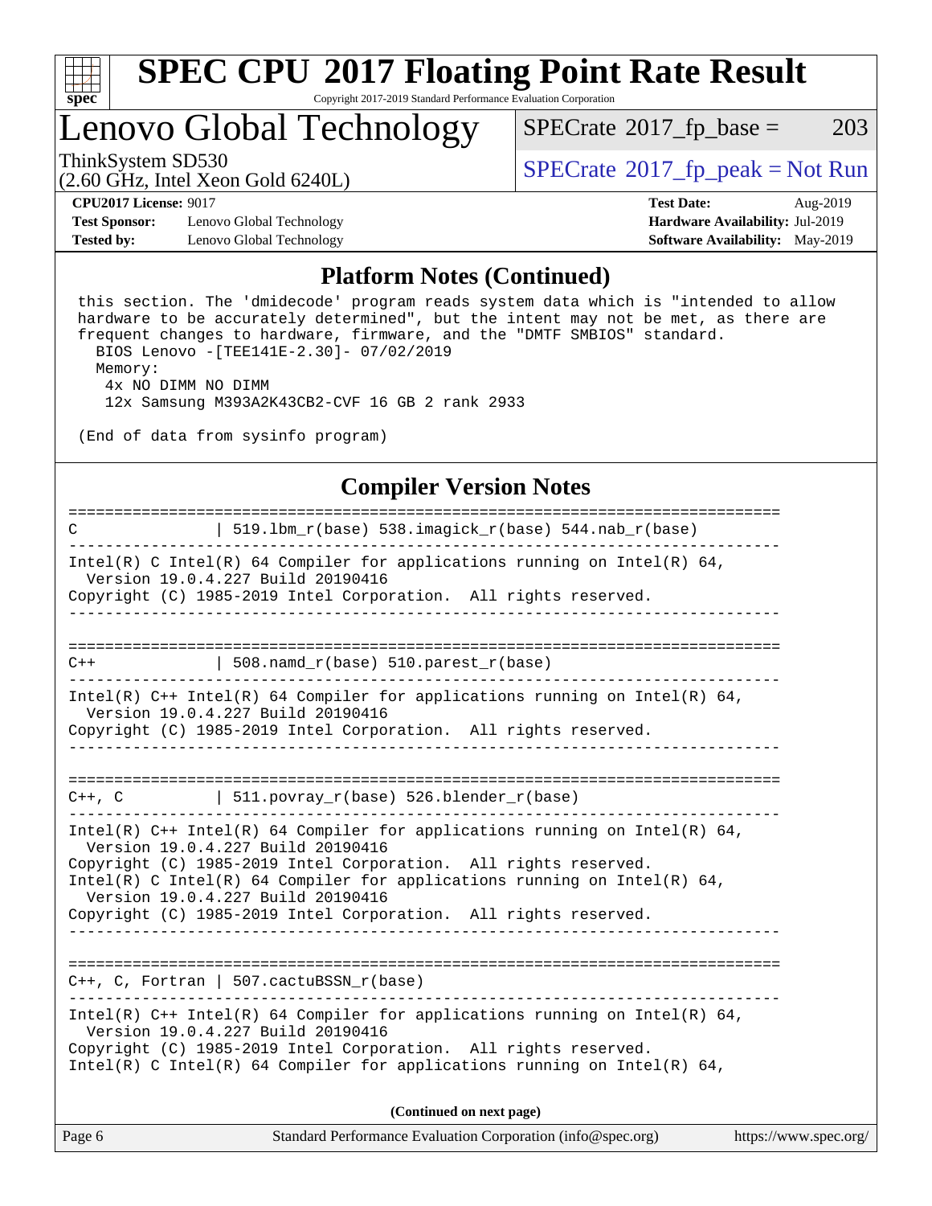# SPEC CPU 2017 Floating Point Rate Result

Copyright 2017-2019 Standard Performance Evaluation Corporation

## Lenovo Global Technology

ThinkSystem SD530
(2.60 GHz, Intel Xeon Gold 6240L)

SPECrate 2017_fp_base = 203

SPECrate 2017_fp_peak = Not Run

**CPU2017 License:** 9017
**Test Sponsor:** Lenovo Global Technology
**Tested by:** Lenovo Global Technology

**Test Date:** Aug-2019
**Hardware Availability:** Jul-2019
**Software Availability:** May-2019

### Platform Notes (Continued)

```
 this section. The 'dmidecode' program reads system data which is "intended to allow
 hardware to be accurately determined", but the intent may not be met, as there are
 frequent changes to hardware, firmware, and the "DMTF SMBIOS" standard.
   BIOS Lenovo -[TEE141E-2.30]- 07/02/2019
   Memory:
    4x NO DIMM NO DIMM
    12x Samsung M393A2K43CB2-CVF 16 GB 2 rank 2933

 (End of data from sysinfo program)
```

### Compiler Version Notes

```
==============================================================================
C               | 519.lbm_r(base) 538.imagick_r(base) 544.nab_r(base)
------------------------------------------------------------------------------
Intel(R) C Intel(R) 64 Compiler for applications running on Intel(R) 64,
  Version 19.0.4.227 Build 20190416
Copyright (C) 1985-2019 Intel Corporation.  All rights reserved.
------------------------------------------------------------------------------

==============================================================================
C++             | 508.namd_r(base) 510.parest_r(base)
------------------------------------------------------------------------------
Intel(R) C++ Intel(R) 64 Compiler for applications running on Intel(R) 64,
  Version 19.0.4.227 Build 20190416
Copyright (C) 1985-2019 Intel Corporation.  All rights reserved.
------------------------------------------------------------------------------

==============================================================================
C++, C          | 511.povray_r(base) 526.blender_r(base)
------------------------------------------------------------------------------
Intel(R) C++ Intel(R) 64 Compiler for applications running on Intel(R) 64,
  Version 19.0.4.227 Build 20190416
Copyright (C) 1985-2019 Intel Corporation.  All rights reserved.
Intel(R) C Intel(R) 64 Compiler for applications running on Intel(R) 64,
  Version 19.0.4.227 Build 20190416
Copyright (C) 1985-2019 Intel Corporation.  All rights reserved.
------------------------------------------------------------------------------

==============================================================================
C++, C, Fortran | 507.cactuBSSN_r(base)
------------------------------------------------------------------------------
Intel(R) C++ Intel(R) 64 Compiler for applications running on Intel(R) 64,
  Version 19.0.4.227 Build 20190416
Copyright (C) 1985-2019 Intel Corporation.  All rights reserved.
Intel(R) C Intel(R) 64 Compiler for applications running on Intel(R) 64,
```

(Continued on next page)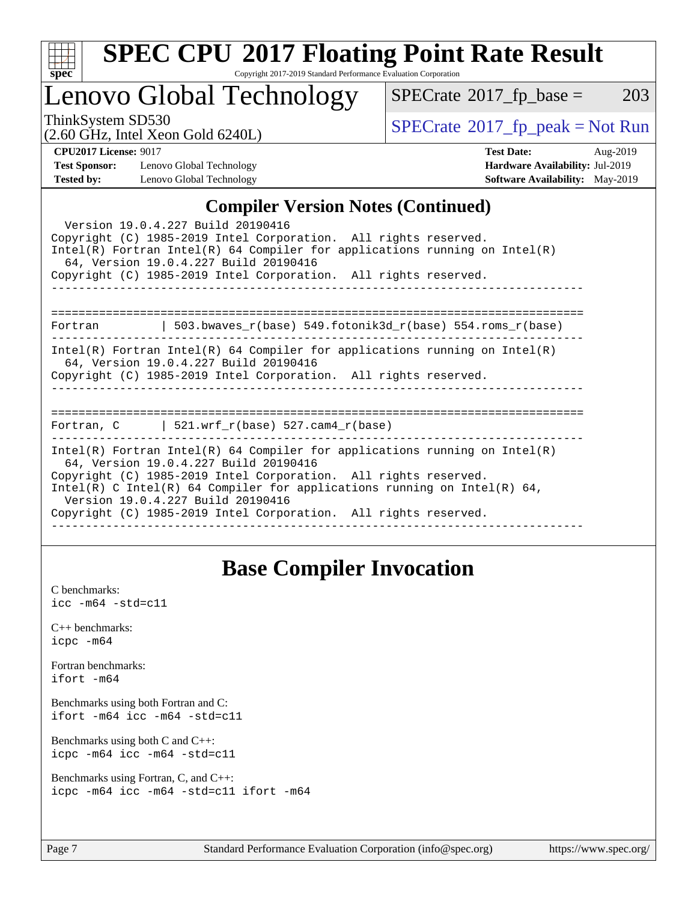## Compiler Version Notes (Continued)

```
  Version 19.0.4.227 Build 20190416
Copyright (C) 1985-2019 Intel Corporation.  All rights reserved.
Intel(R) Fortran Intel(R) 64 Compiler for applications running on Intel(R)
  64, Version 19.0.4.227 Build 20190416
Copyright (C) 1985-2019 Intel Corporation.  All rights reserved.
------------------------------------------------------------------------------

==============================================================================
Fortran         | 503.bwaves_r(base) 549.fotonik3d_r(base) 554.roms_r(base)
------------------------------------------------------------------------------
Intel(R) Fortran Intel(R) 64 Compiler for applications running on Intel(R)
  64, Version 19.0.4.227 Build 20190416
Copyright (C) 1985-2019 Intel Corporation.  All rights reserved.
------------------------------------------------------------------------------

==============================================================================
Fortran, C      | 521.wrf_r(base) 527.cam4_r(base)
------------------------------------------------------------------------------
Intel(R) Fortran Intel(R) 64 Compiler for applications running on Intel(R)
  64, Version 19.0.4.227 Build 20190416
Copyright (C) 1985-2019 Intel Corporation.  All rights reserved.
Intel(R) C Intel(R) 64 Compiler for applications running on Intel(R) 64,
  Version 19.0.4.227 Build 20190416
Copyright (C) 1985-2019 Intel Corporation.  All rights reserved.
------------------------------------------------------------------------------
```

# Base Compiler Invocation

C benchmarks:
`icc -m64 -std=c11`

C++ benchmarks:
`icpc -m64`

Fortran benchmarks:
`ifort -m64`

Benchmarks using both Fortran and C:
`ifort -m64 icc -m64 -std=c11`

Benchmarks using both C and C++:
`icpc -m64 icc -m64 -std=c11`

Benchmarks using Fortran, C, and C++:
`icpc -m64 icc -m64 -std=c11 ifort -m64`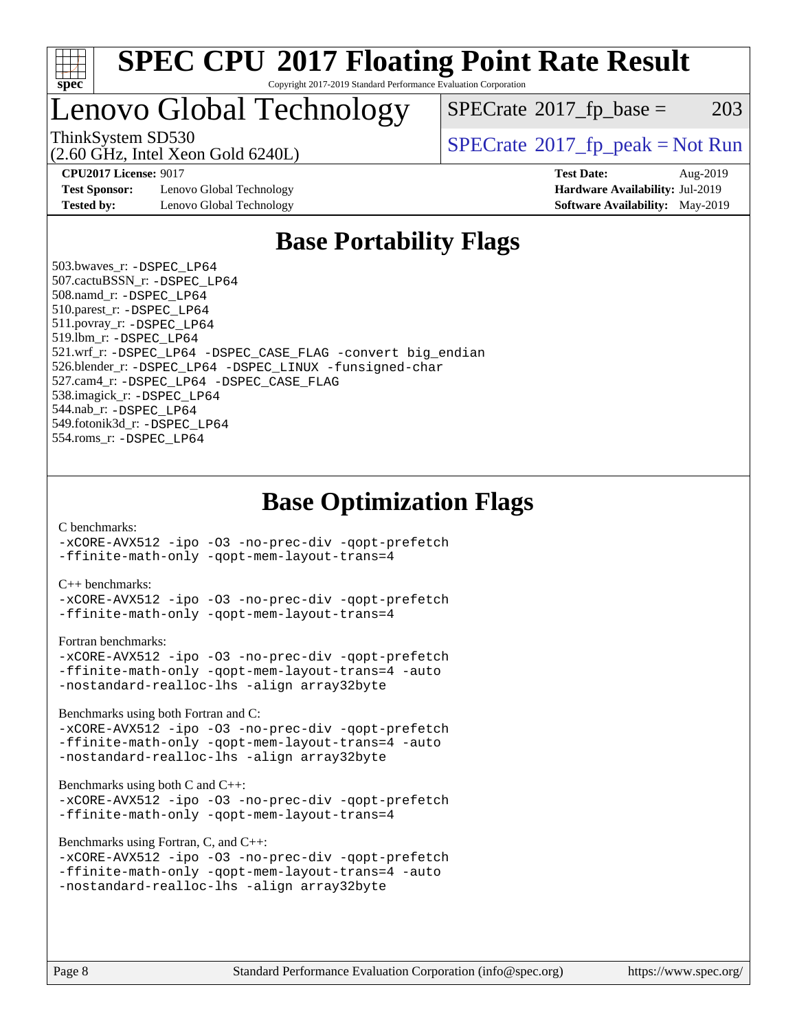# SPEC CPU 2017 Floating Point Rate Result

Copyright 2017-2019 Standard Performance Evaluation Corporation

## Lenovo Global Technology

ThinkSystem SD530
(2.60 GHz, Intel Xeon Gold 6240L)

SPECrate 2017_fp_base = 203

SPECrate 2017_fp_peak = Not Run

**CPU2017 License:** 9017
**Test Sponsor:** Lenovo Global Technology
**Tested by:** Lenovo Global Technology

**Test Date:** Aug-2019
**Hardware Availability:** Jul-2019
**Software Availability:** May-2019

## Base Portability Flags

503.bwaves_r: -DSPEC_LP64
507.cactuBSSN_r: -DSPEC_LP64
508.namd_r: -DSPEC_LP64
510.parest_r: -DSPEC_LP64
511.povray_r: -DSPEC_LP64
519.lbm_r: -DSPEC_LP64
521.wrf_r: -DSPEC_LP64 -DSPEC_CASE_FLAG -convert big_endian
526.blender_r: -DSPEC_LP64 -DSPEC_LINUX -funsigned-char
527.cam4_r: -DSPEC_LP64 -DSPEC_CASE_FLAG
538.imagick_r: -DSPEC_LP64
544.nab_r: -DSPEC_LP64
549.fotonik3d_r: -DSPEC_LP64
554.roms_r: -DSPEC_LP64

## Base Optimization Flags

C benchmarks:
-xCORE-AVX512 -ipo -O3 -no-prec-div -qopt-prefetch
-ffinite-math-only -qopt-mem-layout-trans=4

C++ benchmarks:
-xCORE-AVX512 -ipo -O3 -no-prec-div -qopt-prefetch
-ffinite-math-only -qopt-mem-layout-trans=4

Fortran benchmarks:
-xCORE-AVX512 -ipo -O3 -no-prec-div -qopt-prefetch
-ffinite-math-only -qopt-mem-layout-trans=4 -auto
-nostandard-realloc-lhs -align array32byte

Benchmarks using both Fortran and C:
-xCORE-AVX512 -ipo -O3 -no-prec-div -qopt-prefetch
-ffinite-math-only -qopt-mem-layout-trans=4 -auto
-nostandard-realloc-lhs -align array32byte

Benchmarks using both C and C++:
-xCORE-AVX512 -ipo -O3 -no-prec-div -qopt-prefetch
-ffinite-math-only -qopt-mem-layout-trans=4

Benchmarks using Fortran, C, and C++:
-xCORE-AVX512 -ipo -O3 -no-prec-div -qopt-prefetch
-ffinite-math-only -qopt-mem-layout-trans=4 -auto
-nostandard-realloc-lhs -align array32byte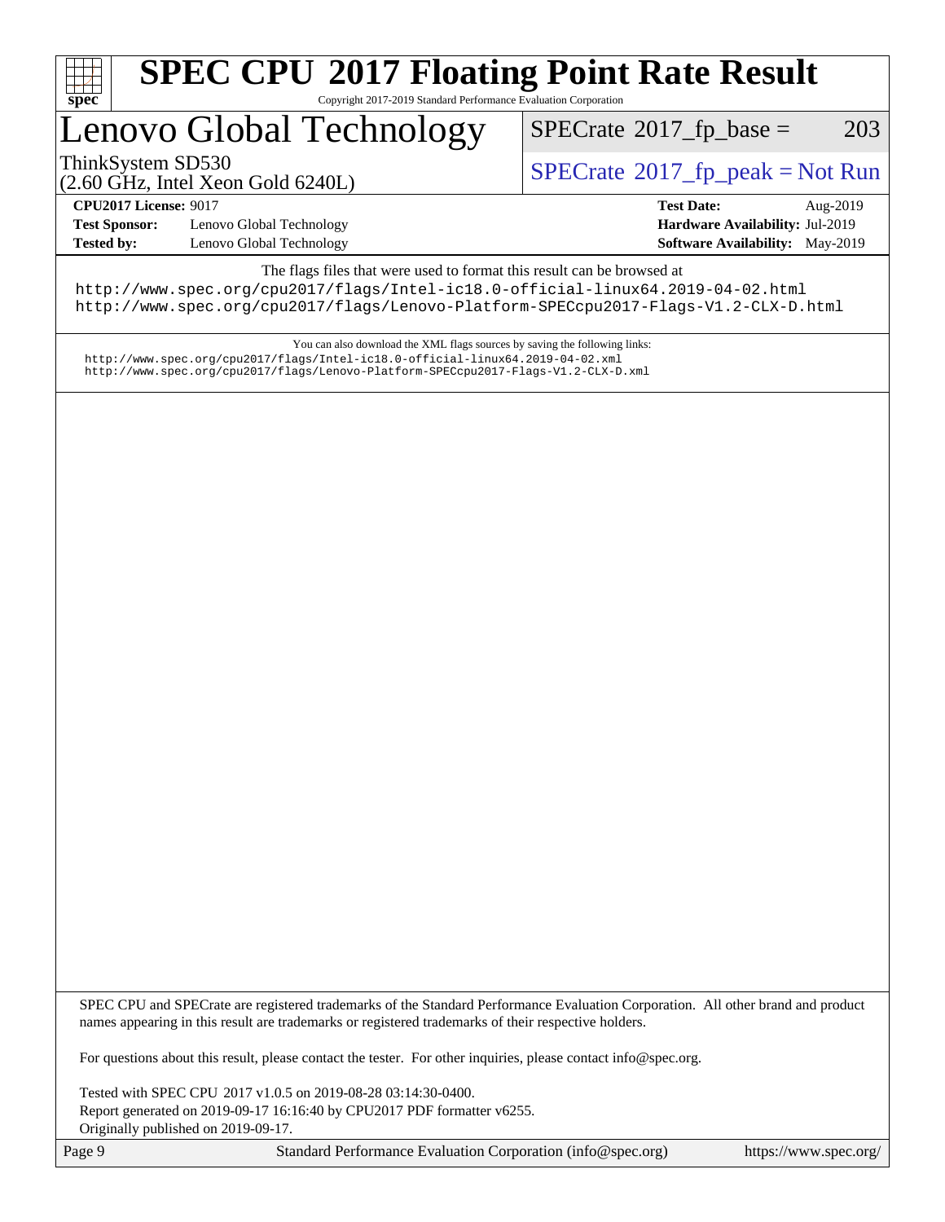# SPEC CPU 2017 Floating Point Rate Result

Copyright 2017-2019 Standard Performance Evaluation Corporation

## Lenovo Global Technology

ThinkSystem SD530
(2.60 GHz, Intel Xeon Gold 6240L)

SPECrate 2017_fp_base = 203

SPECrate 2017_fp_peak = Not Run

**CPU2017 License:** 9017
**Test Sponsor:** Lenovo Global Technology
**Tested by:** Lenovo Global Technology

**Test Date:** Aug-2019
**Hardware Availability:** Jul-2019
**Software Availability:** May-2019

The flags files that were used to format this result can be browsed at
http://www.spec.org/cpu2017/flags/Intel-ic18.0-official-linux64.2019-04-02.html
http://www.spec.org/cpu2017/flags/Lenovo-Platform-SPECcpu2017-Flags-V1.2-CLX-D.html

You can also download the XML flags sources by saving the following links:
http://www.spec.org/cpu2017/flags/Intel-ic18.0-official-linux64.2019-04-02.xml
http://www.spec.org/cpu2017/flags/Lenovo-Platform-SPECcpu2017-Flags-V1.2-CLX-D.xml

SPEC CPU and SPECrate are registered trademarks of the Standard Performance Evaluation Corporation. All other brand and product names appearing in this result are trademarks or registered trademarks of their respective holders.

For questions about this result, please contact the tester. For other inquiries, please contact info@spec.org.

Tested with SPEC CPU 2017 v1.0.5 on 2019-08-28 03:14:30-0400.
Report generated on 2019-09-17 16:16:40 by CPU2017 PDF formatter v6255.
Originally published on 2019-09-17.